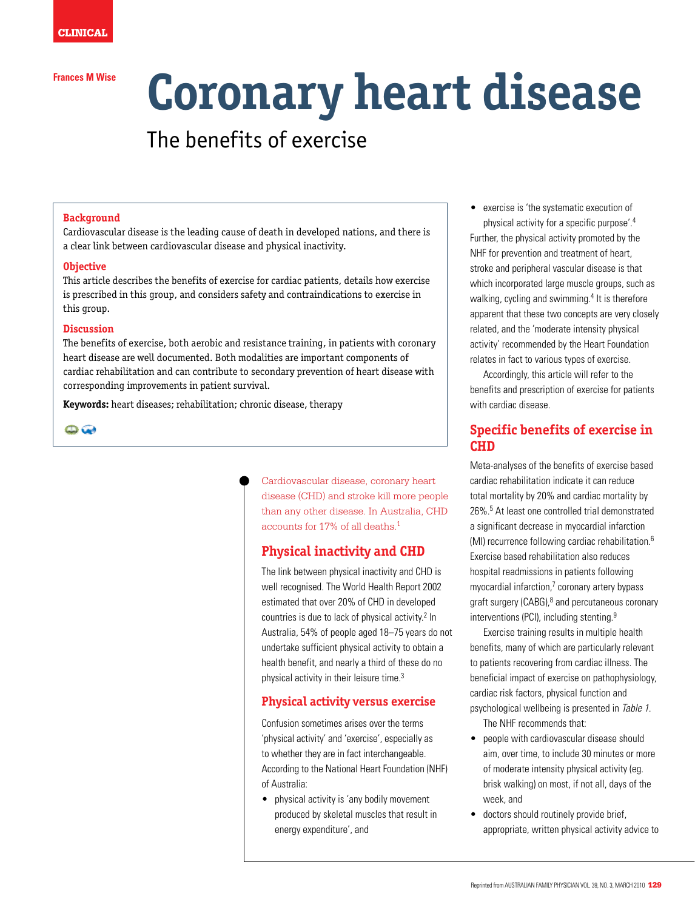CLINICAL

Frances M Wise

# Coronary heart disease

## The benefits of exercise

**Background**

Cardiovascular disease is the leading cause of death in developed nations, and there is a clear link between cardiovascular disease and physical inactivity.

**Objective**

This article describes the benefits of exercise for cardiac patients, details how exercise is prescribed in this group, and considers safety and contraindications to exercise in this group.

**Discussion**

The benefits of exercise, both aerobic and resistance training, in patients with coronary heart disease are well documented. Both modalities are important components of cardiac rehabilitation and can contribute to secondary prevention of heart disease with corresponding improvements in patient survival.

**Keywords:** heart diseases; rehabilitation; chronic disease, therapy

Cardiovascular disease, coronary heart disease (CHD) and stroke kill more people than any other disease. In Australia, CHD accounts for 17% of all deaths.[1]

## Physical inactivity and CHD

The link between physical inactivity and CHD is well recognised. The World Health Report 2002 estimated that over 20% of CHD in developed countries is due to lack of physical activity.[2] In Australia, 54% of people aged 18–75 years do not undertake sufficient physical activity to obtain a health benefit, and nearly a third of these do no physical activity in their leisure time.[3]

## Physical activity versus exercise

Confusion sometimes arises over the terms 'physical activity' and 'exercise', especially as to whether they are in fact interchangeable. According to the National Heart Foundation (NHF) of Australia:

- physical activity is 'any bodily movement produced by skeletal muscles that result in energy expenditure', and
- exercise is 'the systematic execution of physical activity for a specific purpose'.[4]

Further, the physical activity promoted by the NHF for prevention and treatment of heart, stroke and peripheral vascular disease is that which incorporated large muscle groups, such as walking, cycling and swimming.[4] It is therefore apparent that these two concepts are very closely related, and the 'moderate intensity physical activity' recommended by the Heart Foundation relates in fact to various types of exercise.

Accordingly, this article will refer to the benefits and prescription of exercise for patients with cardiac disease.

## Specific benefits of exercise in CHD

Meta-analyses of the benefits of exercise based cardiac rehabilitation indicate it can reduce total mortality by 20% and cardiac mortality by 26%.[5] At least one controlled trial demonstrated a significant decrease in myocardial infarction (MI) recurrence following cardiac rehabilitation.[6] Exercise based rehabilitation also reduces hospital readmissions in patients following myocardial infarction,[7] coronary artery bypass graft surgery (CABG),[8] and percutaneous coronary interventions (PCI), including stenting.[9]

Exercise training results in multiple health benefits, many of which are particularly relevant to patients recovering from cardiac illness. The beneficial impact of exercise on pathophysiology, cardiac risk factors, physical function and psychological wellbeing is presented in *Table 1*.

The NHF recommends that:

- people with cardiovascular disease should aim, over time, to include 30 minutes or more of moderate intensity physical activity (eg. brisk walking) on most, if not all, days of the week, and
- doctors should routinely provide brief, appropriate, written physical activity advice to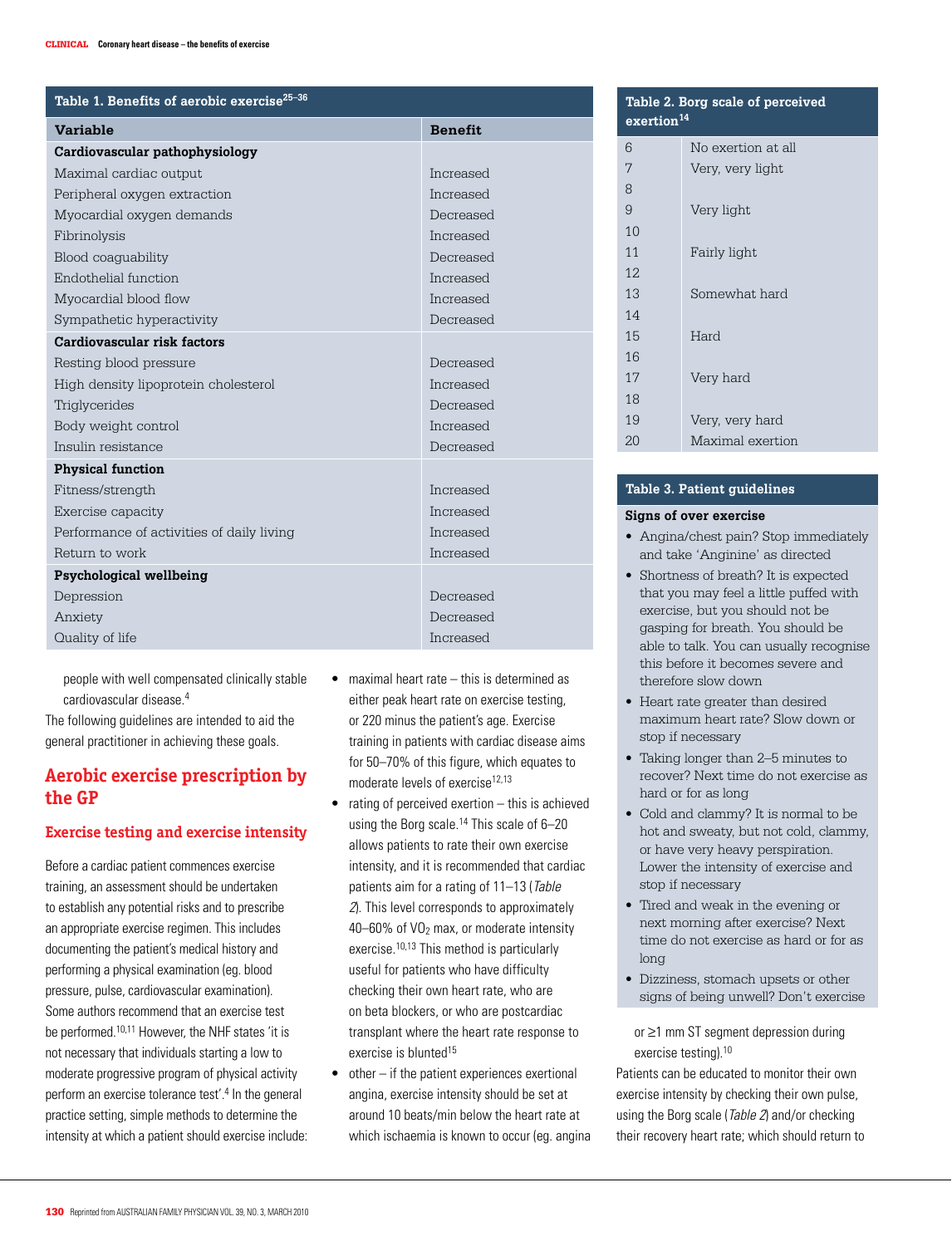**Table 1. Benefits of aerobic exercise[25–36]**

| Variable | Benefit |
|---|---|
| **Cardiovascular pathophysiology** | |
| Maximal cardiac output | Increased |
| Peripheral oxygen extraction | Increased |
| Myocardial oxygen demands | Decreased |
| Fibrinolysis | Increased |
| Blood coagulability | Decreased |
| Endothelial function | Increased |
| Myocardial blood flow | Increased |
| Sympathetic hyperactivity | Decreased |
| **Cardiovascular risk factors** | |
| Resting blood pressure | Decreased |
| High density lipoprotein cholesterol | Increased |
| Triglycerides | Decreased |
| Body weight control | Increased |
| Insulin resistance | Decreased |
| **Physical function** | |
| Fitness/strength | Increased |
| Exercise capacity | Increased |
| Performance of activities of daily living | Increased |
| Return to work | Increased |
| **Psychological wellbeing** | |
| Depression | Decreased |
| Anxiety | Decreased |
| Quality of life | Increased |

**Table 2. Borg scale of perceived exertion[14]**

| | |
|---|---|
| 6 | No exertion at all |
| 7 | Very, very light |
| 8 | |
| 9 | Very light |
| 10 | |
| 11 | Fairly light |
| 12 | |
| 13 | Somewhat hard |
| 14 | |
| 15 | Hard |
| 16 | |
| 17 | Very hard |
| 18 | |
| 19 | Very, very hard |
| 20 | Maximal exertion |

**Table 3. Patient guidelines**

**Signs of over exercise**

- Angina/chest pain? Stop immediately and take 'Anginine' as directed
- Shortness of breath? It is expected that you may feel a little puffed with exercise, but you should not be gasping for breath. You should be able to talk. You can usually recognise this before it becomes severe and therefore slow down
- Heart rate greater than desired maximum heart rate? Slow down or stop if necessary
- Taking longer than 2–5 minutes to recover? Next time do not exercise as hard or for as long
- Cold and clammy? It is normal to be hot and sweaty, but not cold, clammy, or have very heavy perspiration. Lower the intensity of exercise and stop if necessary
- Tired and weak in the evening or next morning after exercise? Next time do not exercise as hard or for as long
- Dizziness, stomach upsets or other signs of being unwell? Don't exercise

people with well compensated clinically stable cardiovascular disease.[4]

The following guidelines are intended to aid the general practitioner in achieving these goals.

## Aerobic exercise prescription by the GP

### Exercise testing and exercise intensity

Before a cardiac patient commences exercise training, an assessment should be undertaken to establish any potential risks and to prescribe an appropriate exercise regimen. This includes documenting the patient's medical history and performing a physical examination (eg. blood pressure, pulse, cardiovascular examination). Some authors recommend that an exercise test be performed.[10,11] However, the NHF states 'it is not necessary that individuals starting a low to moderate progressive program of physical activity perform an exercise tolerance test'.[4] In the general practice setting, simple methods to determine the intensity at which a patient should exercise include:

- maximal heart rate – this is determined as either peak heart rate on exercise testing, or 220 minus the patient's age. Exercise training in patients with cardiac disease aims for 50–70% of this figure, which equates to moderate levels of exercise[12,13]
- rating of perceived exertion – this is achieved using the Borg scale.[14] This scale of 6–20 allows patients to rate their own exercise intensity, and it is recommended that cardiac patients aim for a rating of 11–13 (*Table 2*). This level corresponds to approximately 40–60% of $VO_2$ max, or moderate intensity exercise.[10,13] This method is particularly useful for patients who have difficulty checking their own heart rate, who are on beta blockers, or who are postcardiac transplant where the heart rate response to exercise is blunted[15]
- other – if the patient experiences exertional angina, exercise intensity should be set at around 10 beats/min below the heart rate at which ischaemia is known to occur (eg. angina or ≥1 mm ST segment depression during exercise testing).[10]

Patients can be educated to monitor their own exercise intensity by checking their own pulse, using the Borg scale (*Table 2*) and/or checking their recovery heart rate; which should return to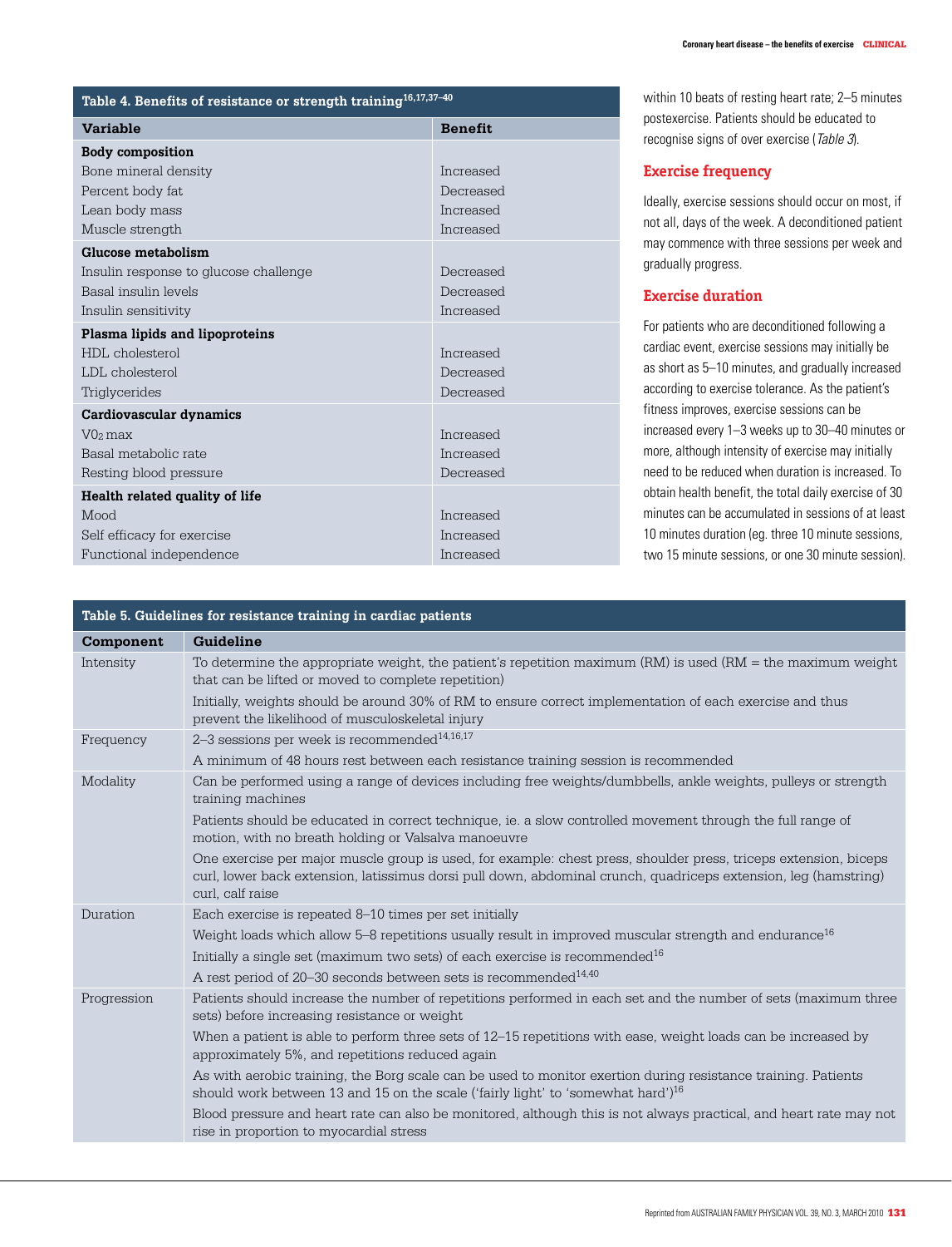| Table 4. Benefits of resistance or strength training[16,17,37–40] | |
|---|---|
| **Variable** | **Benefit** |
| **Body composition** | |
| Bone mineral density | Increased |
| Percent body fat | Decreased |
| Lean body mass | Increased |
| Muscle strength | Increased |
| **Glucose metabolism** | |
| Insulin response to glucose challenge | Decreased |
| Basal insulin levels | Decreased |
| Insulin sensitivity | Increased |
| **Plasma lipids and lipoproteins** | |
| HDL cholesterol | Increased |
| LDL cholesterol | Decreased |
| Triglycerides | Decreased |
| **Cardiovascular dynamics** | |
| $V0_2$ max | Increased |
| Basal metabolic rate | Increased |
| Resting blood pressure | Decreased |
| **Health related quality of life** | |
| Mood | Increased |
| Self efficacy for exercise | Increased |
| Functional independence | Increased |

within 10 beats of resting heart rate; 2–5 minutes postexercise. Patients should be educated to recognise signs of over exercise (*Table 3*).

### Exercise frequency

Ideally, exercise sessions should occur on most, if not all, days of the week. A deconditioned patient may commence with three sessions per week and gradually progress.

### Exercise duration

For patients who are deconditioned following a cardiac event, exercise sessions may initially be as short as 5–10 minutes, and gradually increased according to exercise tolerance. As the patient's fitness improves, exercise sessions can be increased every 1–3 weeks up to 30–40 minutes or more, although intensity of exercise may initially need to be reduced when duration is increased. To obtain health benefit, the total daily exercise of 30 minutes can be accumulated in sessions of at least 10 minutes duration (eg. three 10 minute sessions, two 15 minute sessions, or one 30 minute session).

| Table 5. Guidelines for resistance training in cardiac patients | |
|---|---|
| **Component** | **Guideline** |
| Intensity | To determine the appropriate weight, the patient's repetition maximum (RM) is used (RM = the maximum weight that can be lifted or moved to complete repetition) |
| | Initially, weights should be around 30% of RM to ensure correct implementation of each exercise and thus prevent the likelihood of musculoskeletal injury |
| Frequency | 2–3 sessions per week is recommended[14,16,17] |
| | A minimum of 48 hours rest between each resistance training session is recommended |
| Modality | Can be performed using a range of devices including free weights/dumbbells, ankle weights, pulleys or strength training machines |
| | Patients should be educated in correct technique, ie. a slow controlled movement through the full range of motion, with no breath holding or Valsalva manoeuvre |
| | One exercise per major muscle group is used, for example: chest press, shoulder press, triceps extension, biceps curl, lower back extension, latissimus dorsi pull down, abdominal crunch, quadriceps extension, leg (hamstring) curl, calf raise |
| Duration | Each exercise is repeated 8–10 times per set initially |
| | Weight loads which allow 5–8 repetitions usually result in improved muscular strength and endurance[16] |
| | Initially a single set (maximum two sets) of each exercise is recommended[16] |
| | A rest period of 20–30 seconds between sets is recommended[14,40] |
| Progression | Patients should increase the number of repetitions performed in each set and the number of sets (maximum three sets) before increasing resistance or weight |
| | When a patient is able to perform three sets of 12–15 repetitions with ease, weight loads can be increased by approximately 5%, and repetitions reduced again |
| | As with aerobic training, the Borg scale can be used to monitor exertion during resistance training. Patients should work between 13 and 15 on the scale ('fairly light' to 'somewhat hard')[16] |
| | Blood pressure and heart rate can also be monitored, although this is not always practical, and heart rate may not rise in proportion to myocardial stress |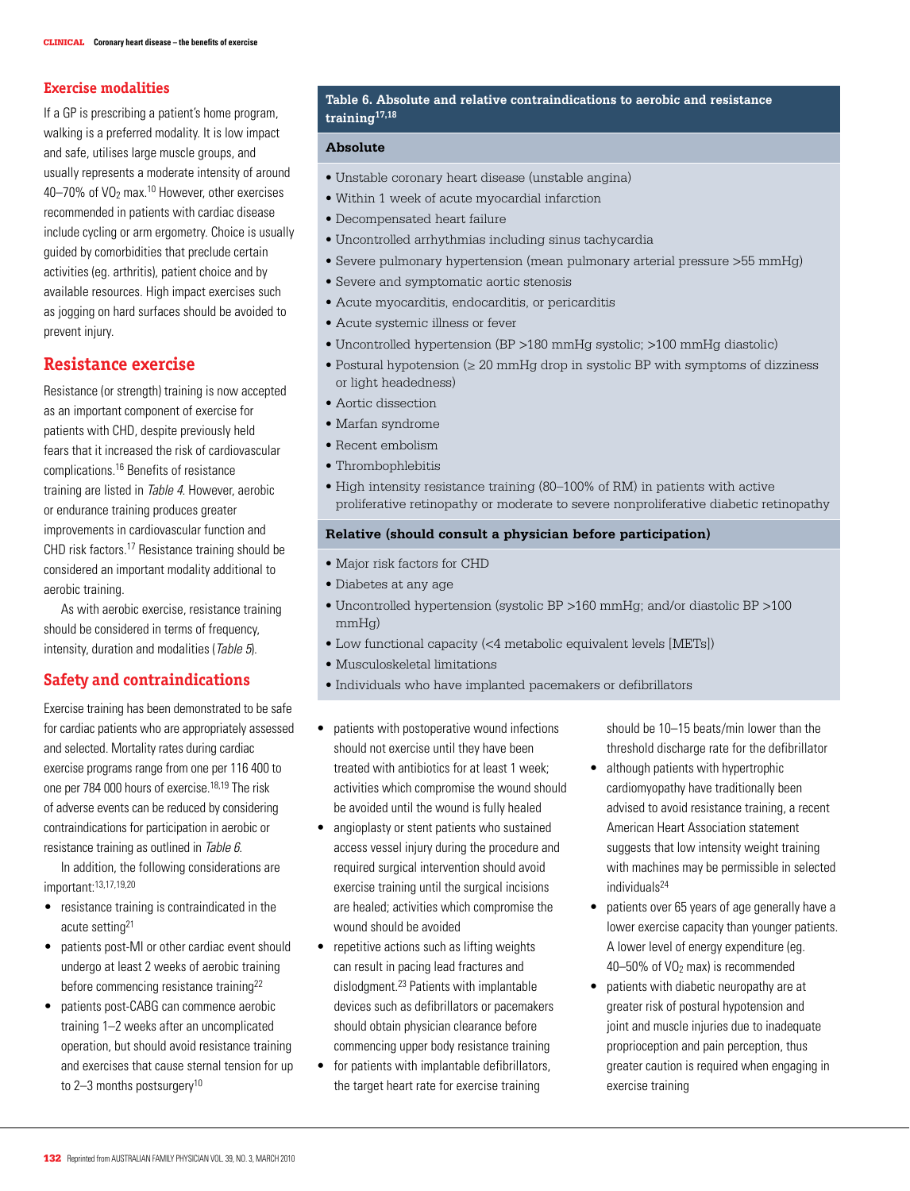## Exercise modalities

If a GP is prescribing a patient's home program, walking is a preferred modality. It is low impact and safe, utilises large muscle groups, and usually represents a moderate intensity of around 40–70% of $VO_2$ max.[10] However, other exercises recommended in patients with cardiac disease include cycling or arm ergometry. Choice is usually guided by comorbidities that preclude certain activities (eg. arthritis), patient choice and by available resources. High impact exercises such as jogging on hard surfaces should be avoided to prevent injury.

## Resistance exercise

Resistance (or strength) training is now accepted as an important component of exercise for patients with CHD, despite previously held fears that it increased the risk of cardiovascular complications.[16] Benefits of resistance training are listed in *Table 4*. However, aerobic or endurance training produces greater improvements in cardiovascular function and CHD risk factors.[17] Resistance training should be considered an important modality additional to aerobic training.

As with aerobic exercise, resistance training should be considered in terms of frequency, intensity, duration and modalities (*Table 5*).

## Safety and contraindications

Exercise training has been demonstrated to be safe for cardiac patients who are appropriately assessed and selected. Mortality rates during cardiac exercise programs range from one per 116 400 to one per 784 000 hours of exercise.[18,19] The risk of adverse events can be reduced by considering contraindications for participation in aerobic or resistance training as outlined in *Table 6*.

In addition, the following considerations are important:[13,17,19,20]

- resistance training is contraindicated in the acute setting[21]
- patients post-MI or other cardiac event should undergo at least 2 weeks of aerobic training before commencing resistance training[22]
- patients post-CABG can commence aerobic training 1–2 weeks after an uncomplicated operation, but should avoid resistance training and exercises that cause sternal tension for up to 2–3 months postsurgery[10]
- patients with postoperative wound infections should not exercise until they have been treated with antibiotics for at least 1 week; activities which compromise the wound should be avoided until the wound is fully healed
- angioplasty or stent patients who sustained access vessel injury during the procedure and required surgical intervention should avoid exercise training until the surgical incisions are healed; activities which compromise the wound should be avoided
- repetitive actions such as lifting weights can result in pacing lead fractures and dislodgment.[23] Patients with implantable devices such as defibrillators or pacemakers should obtain physician clearance before commencing upper body resistance training
- for patients with implantable defibrillators, the target heart rate for exercise training should be 10–15 beats/min lower than the threshold discharge rate for the defibrillator
- although patients with hypertrophic cardiomyopathy have traditionally been advised to avoid resistance training, a recent American Heart Association statement suggests that low intensity weight training with machines may be permissible in selected individuals[24]
- patients over 65 years of age generally have a lower exercise capacity than younger patients. A lower level of energy expenditure (eg. 40–50% of $VO_2$ max) is recommended
- patients with diabetic neuropathy are at greater risk of postural hypotension and joint and muscle injuries due to inadequate proprioception and pain perception, thus greater caution is required when engaging in exercise training

**Table 6. Absolute and relative contraindications to aerobic and resistance training[17,18]**

**Absolute**

- Unstable coronary heart disease (unstable angina)
- Within 1 week of acute myocardial infarction
- Decompensated heart failure
- Uncontrolled arrhythmias including sinus tachycardia
- Severe pulmonary hypertension (mean pulmonary arterial pressure >55 mmHg)
- Severe and symptomatic aortic stenosis
- Acute myocarditis, endocarditis, or pericarditis
- Acute systemic illness or fever
- Uncontrolled hypertension (BP >180 mmHg systolic; >100 mmHg diastolic)
- Postural hypotension (≥ 20 mmHg drop in systolic BP with symptoms of dizziness or light headedness)
- Aortic dissection
- Marfan syndrome
- Recent embolism
- Thrombophlebitis
- High intensity resistance training (80–100% of RM) in patients with active proliferative retinopathy or moderate to severe nonproliferative diabetic retinopathy

**Relative (should consult a physician before participation)**

- Major risk factors for CHD
- Diabetes at any age
- Uncontrolled hypertension (systolic BP >160 mmHg; and/or diastolic BP >100 mmHg)
- Low functional capacity (<4 metabolic equivalent levels [METs])
- Musculoskeletal limitations
- Individuals who have implanted pacemakers or defibrillators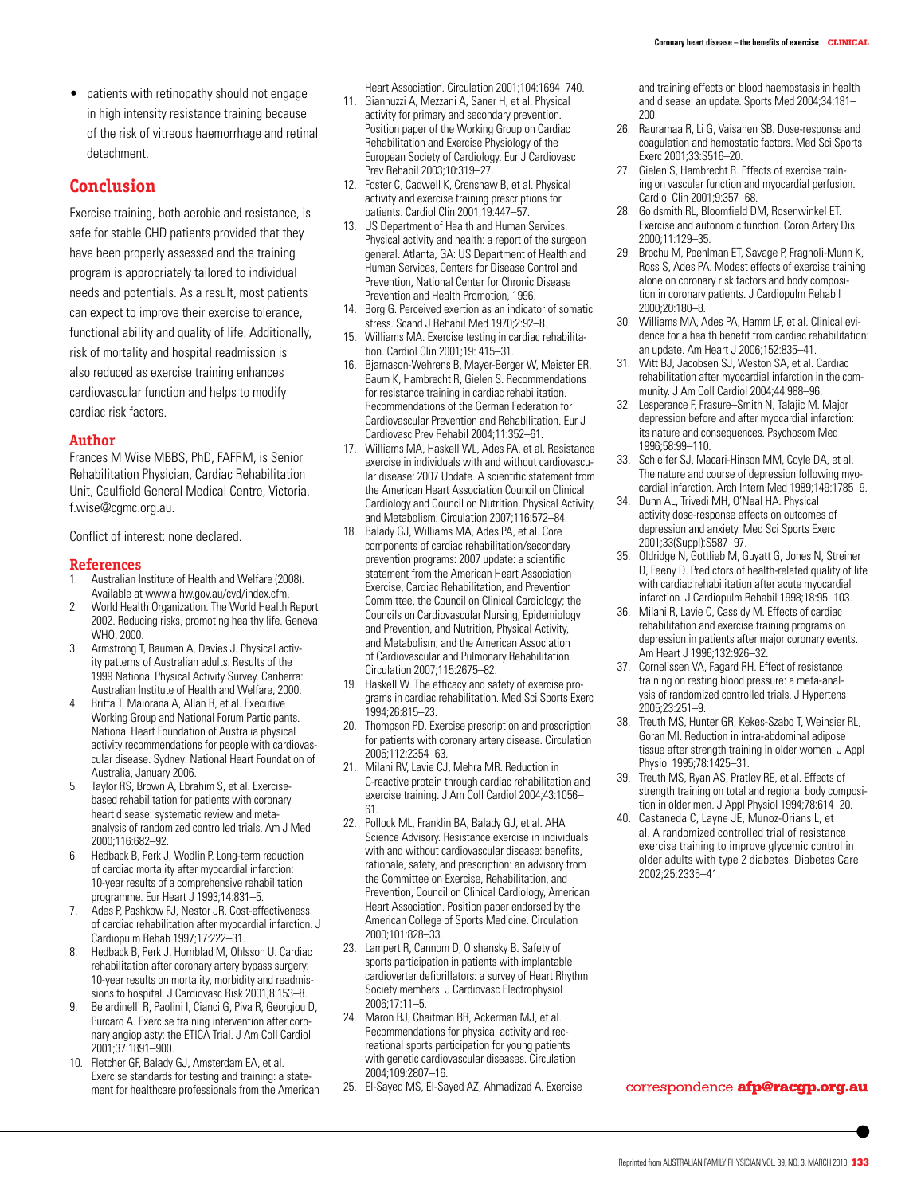- patients with retinopathy should not engage in high intensity resistance training because of the risk of vitreous haemorrhage and retinal detachment.

## Conclusion

Exercise training, both aerobic and resistance, is safe for stable CHD patients provided that they have been properly assessed and the training program is appropriately tailored to individual needs and potentials. As a result, most patients can expect to improve their exercise tolerance, functional ability and quality of life. Additionally, risk of mortality and hospital readmission is also reduced as exercise training enhances cardiovascular function and helps to modify cardiac risk factors.

### Author

Frances M Wise MBBS, PhD, FAFRM, is Senior Rehabilitation Physician, Cardiac Rehabilitation Unit, Caulfield General Medical Centre, Victoria. f.wise@cgmc.org.au.

Conflict of interest: none declared.

### References

1. Australian Institute of Health and Welfare (2008). Available at www.aihw.gov.au/cvd/index.cfm.
2. World Health Organization. The World Health Report 2002. Reducing risks, promoting healthy life. Geneva: WHO, 2000.
3. Armstrong T, Bauman A, Davies J. Physical activity patterns of Australian adults. Results of the 1999 National Physical Activity Survey. Canberra: Australian Institute of Health and Welfare, 2000.
4. Briffa T, Maiorana A, Allan R, et al. Executive Working Group and National Forum Participants. National Heart Foundation of Australia physical activity recommendations for people with cardiovascular disease. Sydney: National Heart Foundation of Australia, January 2006.
5. Taylor RS, Brown A, Ebrahim S, et al. Exercise-based rehabilitation for patients with coronary heart disease: systematic review and meta-analysis of randomized controlled trials. Am J Med 2000;116:682–92.
6. Hedback B, Perk J, Wodlin P. Long-term reduction of cardiac mortality after myocardial infarction: 10-year results of a comprehensive rehabilitation programme. Eur Heart J 1993;14:831–5.
7. Ades P, Pashkow FJ, Nestor JR. Cost-effectiveness of cardiac rehabilitation after myocardial infarction. J Cardiopulm Rehab 1997;17:222–31.
8. Hedback B, Perk J, Hornblad M, Ohlsson U. Cardiac rehabilitation after coronary artery bypass surgery: 10-year results on mortality, morbidity and readmissions to hospital. J Cardiovasc Risk 2001;8:153–8.
9. Belardinelli R, Paolini I, Cianci G, Piva R, Georgiou D, Purcaro A. Exercise training intervention after coronary angioplasty: the ETICA Trial. J Am Coll Cardiol 2001;37:1891–900.
10. Fletcher GF, Balady GJ, Amsterdam EA, et al. Exercise standards for testing and training: a statement for healthcare professionals from the American Heart Association. Circulation 2001;104:1694–740.
11. Giannuzzi A, Mezzani A, Saner H, et al. Physical activity for primary and secondary prevention. Position paper of the Working Group on Cardiac Rehabilitation and Exercise Physiology of the European Society of Cardiology. Eur J Cardiovasc Prev Rehabil 2003;10:319–27.
12. Foster C, Cadwell K, Crenshaw B, et al. Physical activity and exercise training prescriptions for patients. Cardiol Clin 2001;19:447–57.
13. US Department of Health and Human Services. Physical activity and health: a report of the surgeon general. Atlanta, GA: US Department of Health and Human Services, Centers for Disease Control and Prevention, National Center for Chronic Disease Prevention and Health Promotion, 1996.
14. Borg G. Perceived exertion as an indicator of somatic stress. Scand J Rehabil Med 1970;2:92–8.
15. Williams MA. Exercise testing in cardiac rehabilitation. Cardiol Clin 2001;19: 415–31.
16. Bjarnason-Wehrens B, Mayer-Berger W, Meister ER, Baum K, Hambrecht R, Gielen S. Recommendations for resistance training in cardiac rehabilitation. Recommendations of the German Federation for Cardiovascular Prevention and Rehabilitation. Eur J Cardiovasc Prev Rehabil 2004;11:352–61.
17. Williams MA, Haskell WL, Ades PA, et al. Resistance exercise in individuals with and without cardiovascular disease: 2007 Update. A scientific statement from the American Heart Association Council on Clinical Cardiology and Council on Nutrition, Physical Activity, and Metabolism. Circulation 2007;116:572–84.
18. Balady GJ, Williams MA, Ades PA, et al. Core components of cardiac rehabilitation/secondary prevention programs: 2007 update: a scientific statement from the American Heart Association Exercise, Cardiac Rehabilitation, and Prevention Committee, the Council on Clinical Cardiology; the Councils on Cardiovascular Nursing, Epidemiology and Prevention, and Nutrition, Physical Activity, and Metabolism; and the American Association of Cardiovascular and Pulmonary Rehabilitation. Circulation 2007;115:2675–82.
19. Haskell W. The efficacy and safety of exercise programs in cardiac rehabilitation. Med Sci Sports Exerc 1994;26:815–23.
20. Thompson PD. Exercise prescription and proscription for patients with coronary artery disease. Circulation 2005;112:2354–63.
21. Milani RV, Lavie CJ, Mehra MR. Reduction in C-reactive protein through cardiac rehabilitation and exercise training. J Am Coll Cardiol 2004;43:1056–61.
22. Pollock ML, Franklin BA, Balady GJ, et al. AHA Science Advisory. Resistance exercise in individuals with and without cardiovascular disease: benefits, rationale, safety, and prescription: an advisory from the Committee on Exercise, Rehabilitation, and Prevention, Council on Clinical Cardiology, American Heart Association. Position paper endorsed by the American College of Sports Medicine. Circulation 2000;101:828–33.
23. Lampert R, Cannom D, Olshansky B. Safety of sports participation in patients with implantable cardioverter defibrillators: a survey of Heart Rhythm Society members. J Cardiovasc Electrophysiol 2006;17:11–5.
24. Maron BJ, Chaitman BR, Ackerman MJ, et al. Recommendations for physical activity and recreational sports participation for young patients with genetic cardiovascular diseases. Circulation 2004;109:2807–16.
25. El-Sayed MS, El-Sayed AZ, Ahmadizad A. Exercise and training effects on blood haemostasis in health and disease: an update. Sports Med 2004;34:181–200.
26. Rauramaa R, Li G, Vaisanen SB. Dose-response and coagulation and hemostatic factors. Med Sci Sports Exerc 2001;33:S516–20.
27. Gielen S, Hambrecht R. Effects of exercise training on vascular function and myocardial perfusion. Cardiol Clin 2001;9:357–68.
28. Goldsmith RL, Bloomfield DM, Rosenwinkel ET. Exercise and autonomic function. Coron Artery Dis 2000;11:129–35.
29. Brochu M, Poehlman ET, Savage P, Fragnoli-Munn K, Ross S, Ades PA. Modest effects of exercise training alone on coronary risk factors and body composition in coronary patients. J Cardiopulm Rehabil 2000;20:180–8.
30. Williams MA, Ades PA, Hamm LF, et al. Clinical evidence for a health benefit from cardiac rehabilitation: an update. Am Heart J 2006;152:835–41.
31. Witt BJ, Jacobsen SJ, Weston SA, et al. Cardiac rehabilitation after myocardial infarction in the community. J Am Coll Cardiol 2004;44:988–96.
32. Lesperance F, Frasure–Smith N, Talajic M. Major depression before and after myocardial infarction: its nature and consequences. Psychosom Med 1996;58:99–110.
33. Schleifer SJ, Macari-Hinson MM, Coyle DA, et al. The nature and course of depression following myocardial infarction. Arch Intern Med 1989;149:1785–9.
34. Dunn AL, Trivedi MH, O'Neal HA. Physical activity dose-response effects on outcomes of depression and anxiety. Med Sci Sports Exerc 2001;33(Suppl):S587–97.
35. Oldridge N, Gottlieb M, Guyatt G, Jones N, Streiner D, Feeny D. Predictors of health-related quality of life with cardiac rehabilitation after acute myocardial infarction. J Cardiopulm Rehabil 1998;18:95–103.
36. Milani R, Lavie C, Cassidy M. Effects of cardiac rehabilitation and exercise training programs on depression in patients after major coronary events. Am Heart J 1996;132:926–32.
37. Cornelissen VA, Fagard RH. Effect of resistance training on resting blood pressure: a meta-analysis of randomized controlled trials. J Hypertens 2005;23:251–9.
38. Treuth MS, Hunter GR, Kekes-Szabo T, Weinsier RL, Goran MI. Reduction in intra-abdominal adipose tissue after strength training in older women. J Appl Physiol 1995;78:1425–31.
39. Treuth MS, Ryan AS, Pratley RE, et al. Effects of strength training on total and regional body composition in older men. J Appl Physiol 1994;78:614–20.
40. Castaneda C, Layne JE, Munoz-Orians L, et al. A randomized controlled trial of resistance exercise training to improve glycemic control in older adults with type 2 diabetes. Diabetes Care 2002;25:2335–41.

correspondence **afp@racgp.org.au**